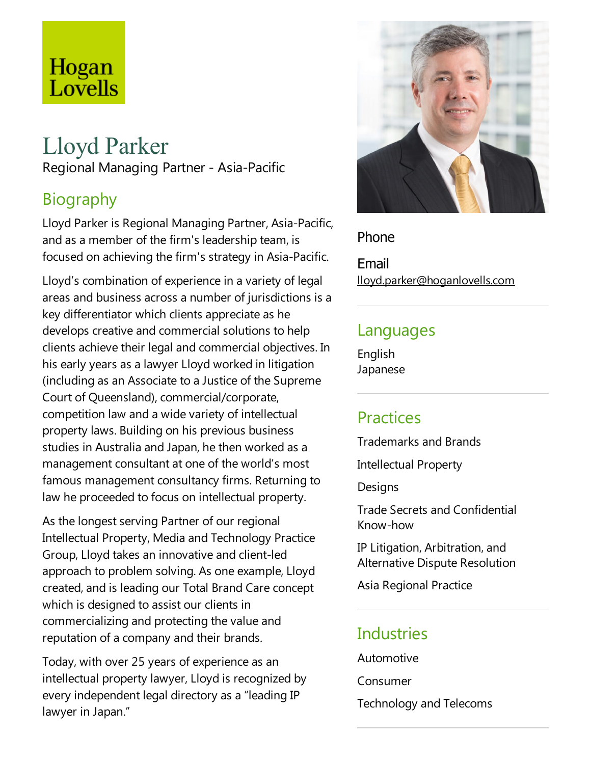Hogan Lovells

# Lloyd Parker

Regional Managing Partner - Asia-Pacific

## Biography

Lloyd Parker is Regional Managing Partner, Asia-Pacific, and as a member of the firm's leadership team, is focused on achieving the firm's strategy in Asia-Pacific.

Lloyd's combination of experience in a variety of legal areas and business across a number of jurisdictions is a key differentiator which clients appreciate as he develops creative and commercial solutions to help clients achieve their legal and commercial objectives. In his early years as a lawyer Lloyd worked in litigation (including as an Associate to a Justice of the Supreme Court of Queensland), commercial/corporate, competition law and a wide variety of intellectual property laws. Building on his previous business studies in Australia and Japan, he then worked as a management consultant at one of the world's most famous management consultancy firms. Returning to law he proceeded to focus on intellectual property.

As the longest serving Partner of our regional Intellectual Property, Media and Technology Practice Group, Lloyd takes an innovative and client-led approach to problem solving. As one example, Lloyd created, and is leading our Total Brand Care concept which is designed to assist our clients in commercializing and protecting the value and reputation of a company and their brands.

Today, with over 25 years of experience as an intellectual property lawyer, Lloyd is recognized by every independent legal directory as a "leading IP lawyer in Japan."

Phone

Email
lloyd.parker@hoganlovells.com

## Languages

English
Japanese

## Practices

Trademarks and Brands

Intellectual Property

Designs

Trade Secrets and Confidential Know-how

IP Litigation, Arbitration, and Alternative Dispute Resolution

Asia Regional Practice

## Industries

Automotive

Consumer

Technology and Telecoms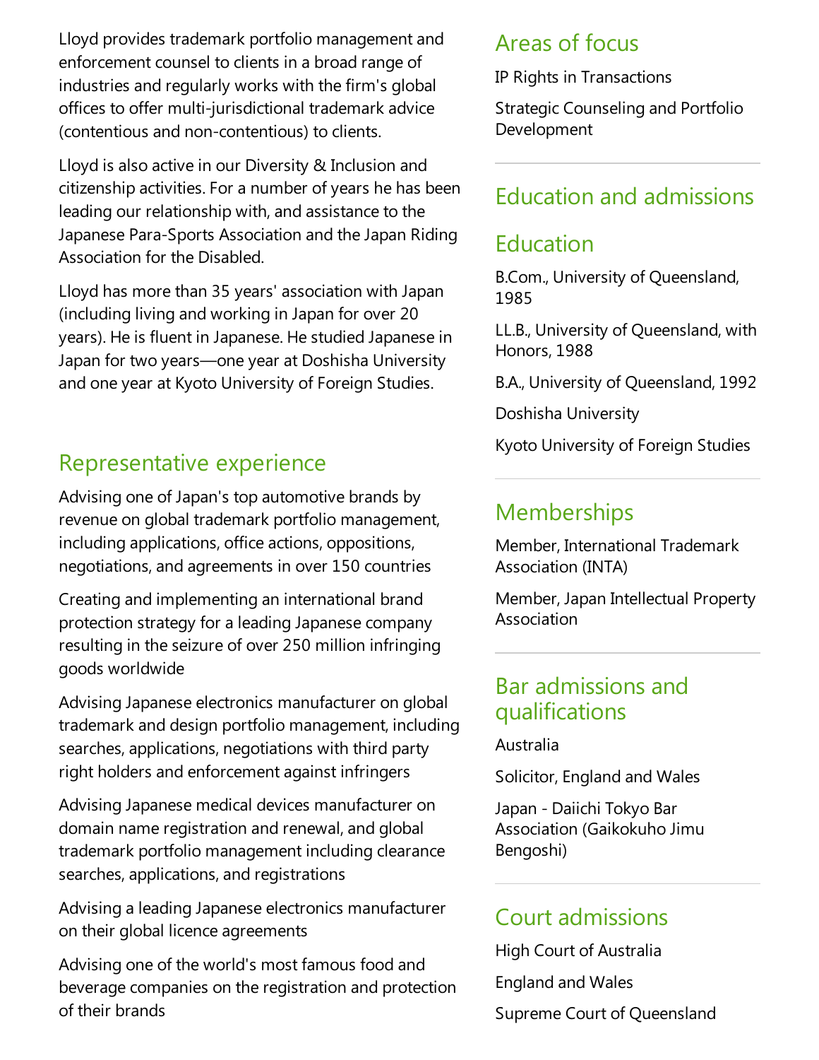Lloyd provides trademark portfolio management and enforcement counsel to clients in a broad range of industries and regularly works with the firm's global offices to offer multi-jurisdictional trademark advice (contentious and non-contentious) to clients.

Lloyd is also active in our Diversity & Inclusion and citizenship activities. For a number of years he has been leading our relationship with, and assistance to the Japanese Para-Sports Association and the Japan Riding Association for the Disabled.

Lloyd has more than 35 years' association with Japan (including living and working in Japan for over 20 years). He is fluent in Japanese. He studied Japanese in Japan for two years—one year at Doshisha University and one year at Kyoto University of Foreign Studies.

## Representative experience

Advising one of Japan's top automotive brands by revenue on global trademark portfolio management, including applications, office actions, oppositions, negotiations, and agreements in over 150 countries

Creating and implementing an international brand protection strategy for a leading Japanese company resulting in the seizure of over 250 million infringing goods worldwide

Advising Japanese electronics manufacturer on global trademark and design portfolio management, including searches, applications, negotiations with third party right holders and enforcement against infringers

Advising Japanese medical devices manufacturer on domain name registration and renewal, and global trademark portfolio management including clearance searches, applications, and registrations

Advising a leading Japanese electronics manufacturer on their global licence agreements

Advising one of the world's most famous food and beverage companies on the registration and protection of their brands

## Areas of focus

IP Rights in Transactions

Strategic Counseling and Portfolio Development

## Education and admissions

## Education

B.Com., University of Queensland, 1985

LL.B., University of Queensland, with Honors, 1988

B.A., University of Queensland, 1992

Doshisha University

Kyoto University of Foreign Studies

## Memberships

Member, International Trademark Association (INTA)

Member, Japan Intellectual Property Association

## Bar admissions and qualifications

Australia

Solicitor, England and Wales

Japan - Daiichi Tokyo Bar Association (Gaikokuho Jimu Bengoshi)

## Court admissions

High Court of Australia

England and Wales

Supreme Court of Queensland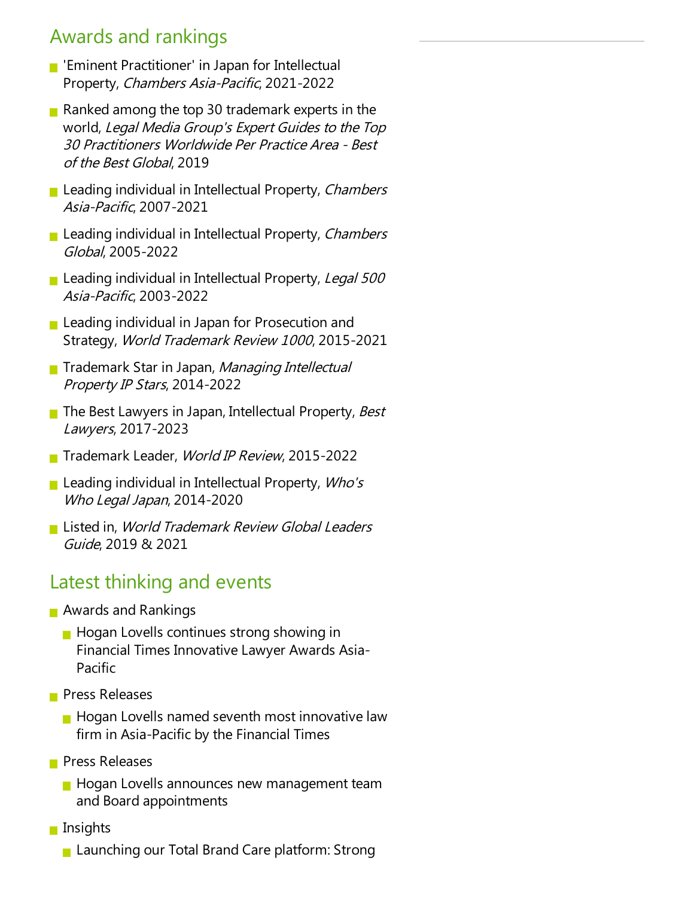## Awards and rankings

- 'Eminent Practitioner' in Japan for Intellectual Property, *Chambers Asia-Pacific*, 2021-2022
- Ranked among the top 30 trademark experts in the world, *Legal Media Group's Expert Guides to the Top 30 Practitioners Worldwide Per Practice Area - Best of the Best Global*, 2019
- Leading individual in Intellectual Property, *Chambers Asia-Pacific*, 2007-2021
- Leading individual in Intellectual Property, *Chambers Global*, 2005-2022
- Leading individual in Intellectual Property, *Legal 500 Asia-Pacific*, 2003-2022
- Leading individual in Japan for Prosecution and Strategy, *World Trademark Review 1000*, 2015-2021
- Trademark Star in Japan, *Managing Intellectual Property IP Stars*, 2014-2022
- The Best Lawyers in Japan, Intellectual Property, *Best Lawyers*, 2017-2023
- Trademark Leader, *World IP Review*, 2015-2022
- Leading individual in Intellectual Property, *Who's Who Legal Japan*, 2014-2020
- Listed in, *World Trademark Review Global Leaders Guide*, 2019 & 2021

## Latest thinking and events

- Awards and Rankings
  - Hogan Lovells continues strong showing in Financial Times Innovative Lawyer Awards Asia-Pacific
- Press Releases
  - Hogan Lovells named seventh most innovative law firm in Asia-Pacific by the Financial Times
- Press Releases
  - Hogan Lovells announces new management team and Board appointments
- Insights
  - Launching our Total Brand Care platform: Strong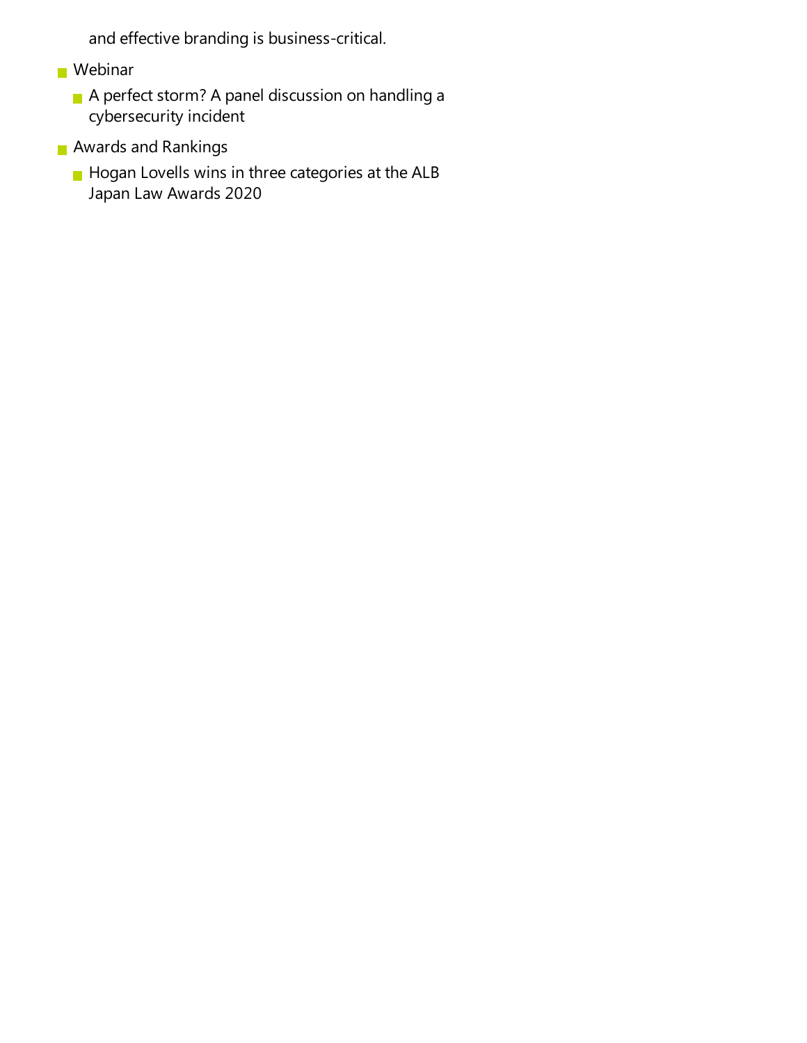and effective branding is business-critical.

- Webinar
  - A perfect storm? A panel discussion on handling a cybersecurity incident
- Awards and Rankings
  - Hogan Lovells wins in three categories at the ALB Japan Law Awards 2020